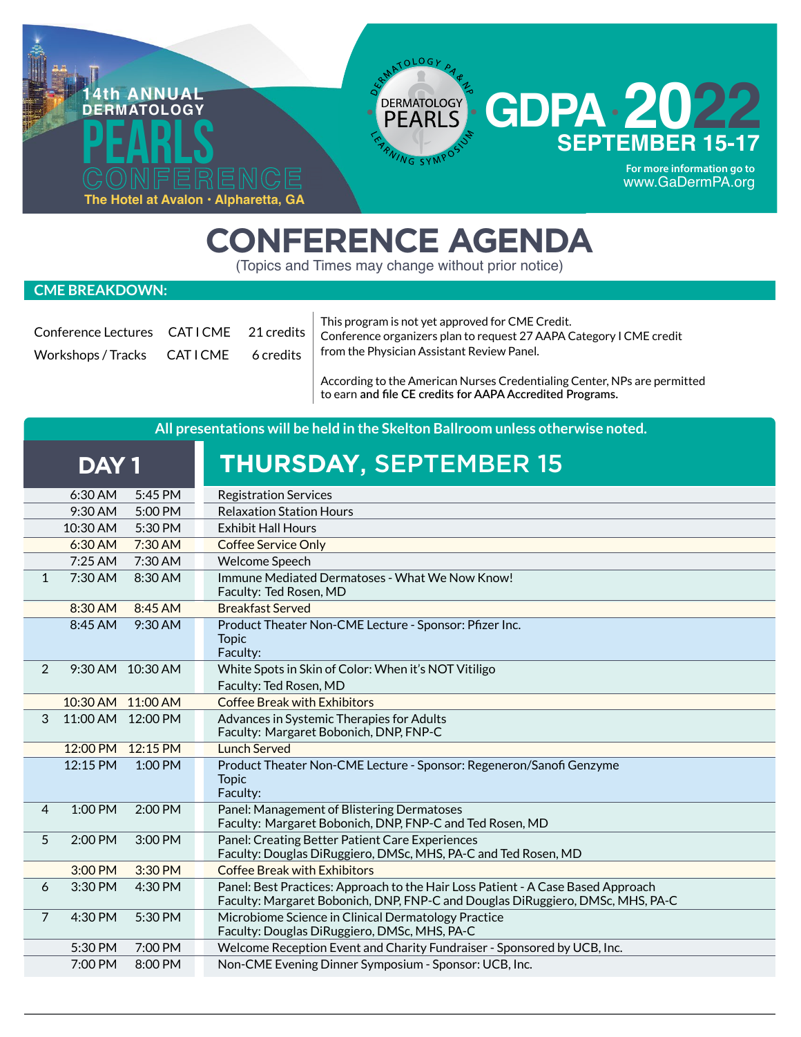# 14th ANNUAL DERMATOLOGY PEARLS CONFERENCE

The Hotel at Avalon · Alpharetta, GA

DERMATOLOGY PA & NP LEARNING SYMPOSIUM — DERMATOLOGY PEARLS

## GDPA 2022

**SEPTEMBER 15-17**

For more information go to www.GaDermPA.org

# CONFERENCE AGENDA

(Topics and Times may change without prior notice)

## CME BREAKDOWN:

| | | |
|---|---|---|
| Conference Lectures | CAT I CME | 21 credits |
| Workshops / Tracks | CAT I CME | 6 credits |

This program is not yet approved for CME Credit. Conference organizers plan to request 27 AAPA Category I CME credit from the Physician Assistant Review Panel.

According to the American Nurses Credentialing Center, NPs are permitted to earn **and file CE credits for AAPA Accredited Programs.**

**All presentations will be held in the Skelton Ballroom unless otherwise noted.**

## DAY 1 — THURSDAY, SEPTEMBER 15

| # | Start | End | Session |
|---|---|---|---|
| | 6:30 AM | 5:45 PM | Registration Services |
| | 9:30 AM | 5:00 PM | Relaxation Station Hours |
| | 10:30 AM | 5:30 PM | Exhibit Hall Hours |
| | 6:30 AM | 7:30 AM | Coffee Service Only |
| | 7:25 AM | 7:30 AM | Welcome Speech |
| 1 | 7:30 AM | 8:30 AM | Immune Mediated Dermatoses - What We Now Know!<br>Faculty: Ted Rosen, MD |
| | 8:30 AM | 8:45 AM | Breakfast Served |
| | 8:45 AM | 9:30 AM | Product Theater Non-CME Lecture - Sponsor: Pfizer Inc.<br>Topic<br>Faculty: |
| 2 | 9:30 AM | 10:30 AM | White Spots in Skin of Color: When it's NOT Vitiligo<br>Faculty: Ted Rosen, MD |
| | 10:30 AM | 11:00 AM | Coffee Break with Exhibitors |
| 3 | 11:00 AM | 12:00 PM | Advances in Systemic Therapies for Adults<br>Faculty: Margaret Bobonich, DNP, FNP-C |
| | 12:00 PM | 12:15 PM | Lunch Served |
| | 12:15 PM | 1:00 PM | Product Theater Non-CME Lecture - Sponsor: Regeneron/Sanofi Genzyme<br>Topic<br>Faculty: |
| 4 | 1:00 PM | 2:00 PM | Panel: Management of Blistering Dermatoses<br>Faculty: Margaret Bobonich, DNP, FNP-C and Ted Rosen, MD |
| 5 | 2:00 PM | 3:00 PM | Panel: Creating Better Patient Care Experiences<br>Faculty: Douglas DiRuggiero, DMSc, MHS, PA-C and Ted Rosen, MD |
| | 3:00 PM | 3:30 PM | Coffee Break with Exhibitors |
| 6 | 3:30 PM | 4:30 PM | Panel: Best Practices: Approach to the Hair Loss Patient - A Case Based Approach<br>Faculty: Margaret Bobonich, DNP, FNP-C and Douglas DiRuggiero, DMSc, MHS, PA-C |
| 7 | 4:30 PM | 5:30 PM | Microbiome Science in Clinical Dermatology Practice<br>Faculty: Douglas DiRuggiero, DMSc, MHS, PA-C |
| | 5:30 PM | 7:00 PM | Welcome Reception Event and Charity Fundraiser - Sponsored by UCB, Inc. |
| | 7:00 PM | 8:00 PM | Non-CME Evening Dinner Symposium - Sponsor: UCB, Inc. |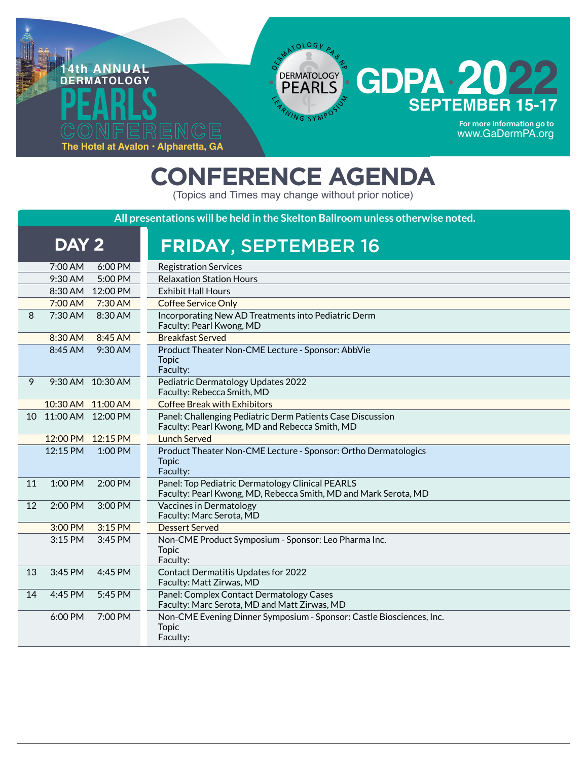14th ANNUAL DERMATOLOGY

# PEARLS CONFERENCE

The Hotel at Avalon • Alpharetta, GA

DERMATOLOGY PA & NP DERMATOLOGY PEARLS LEARNING SYMPOSIUM

# GDPA 2022

**SEPTEMBER 15-17**

For more information go to www.GaDermPA.org

# CONFERENCE AGENDA

(Topics and Times may change without prior notice)

**All presentations will be held in the Skelton Ballroom unless otherwise noted.**

## DAY 2 — FRIDAY, SEPTEMBER 16

| # | Start | End | Session |
|---|---|---|---|
| | 7:00 AM | 6:00 PM | Registration Services |
| | 9:30 AM | 5:00 PM | Relaxation Station Hours |
| | 8:30 AM | 12:00 PM | Exhibit Hall Hours |
| | 7:00 AM | 7:30 AM | Coffee Service Only |
| 8 | 7:30 AM | 8:30 AM | Incorporating New AD Treatments into Pediatric Derm<br>Faculty: Pearl Kwong, MD |
| | 8:30 AM | 8:45 AM | Breakfast Served |
| | 8:45 AM | 9:30 AM | Product Theater Non-CME Lecture - Sponsor: AbbVie<br>Topic<br>Faculty: |
| 9 | 9:30 AM | 10:30 AM | Pediatric Dermatology Updates 2022<br>Faculty: Rebecca Smith, MD |
| | 10:30 AM | 11:00 AM | Coffee Break with Exhibitors |
| 10 | 11:00 AM | 12:00 PM | Panel: Challenging Pediatric Derm Patients Case Discussion<br>Faculty: Pearl Kwong, MD and Rebecca Smith, MD |
| | 12:00 PM | 12:15 PM | Lunch Served |
| | 12:15 PM | 1:00 PM | Product Theater Non-CME Lecture - Sponsor: Ortho Dermatologics<br>Topic<br>Faculty: |
| 11 | 1:00 PM | 2:00 PM | Panel: Top Pediatric Dermatology Clinical PEARLS<br>Faculty: Pearl Kwong, MD, Rebecca Smith, MD and Mark Serota, MD |
| 12 | 2:00 PM | 3:00 PM | Vaccines in Dermatology<br>Faculty: Marc Serota, MD |
| | 3:00 PM | 3:15 PM | Dessert Served |
| | 3:15 PM | 3:45 PM | Non-CME Product Symposium - Sponsor: Leo Pharma Inc.<br>Topic<br>Faculty: |
| 13 | 3:45 PM | 4:45 PM | Contact Dermatitis Updates for 2022<br>Faculty: Matt Zirwas, MD |
| 14 | 4:45 PM | 5:45 PM | Panel: Complex Contact Dermatology Cases<br>Faculty: Marc Serota, MD and Matt Zirwas, MD |
| | 6:00 PM | 7:00 PM | Non-CME Evening Dinner Symposium - Sponsor: Castle Biosciences, Inc.<br>Topic<br>Faculty: |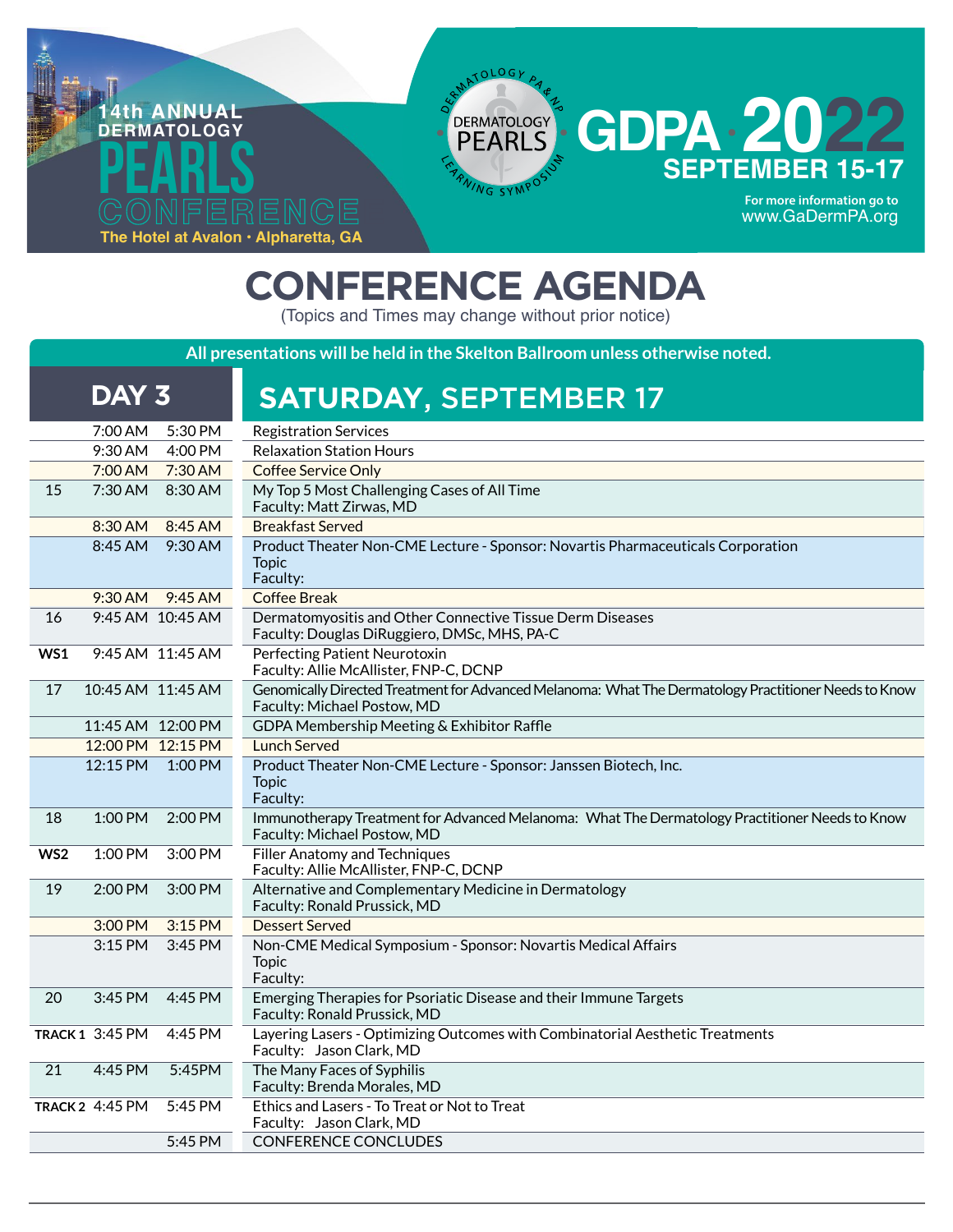14th ANNUAL DERMATOLOGY PEARLS CONFERENCE

The Hotel at Avalon • Alpharetta, GA

DERMATOLOGY PA & NP LEARNING SYMPOSIUM — DERMATOLOGY PEARLS

# GDPA 2022

## SEPTEMBER 15-17

For more information go to www.GaDermPA.org

# CONFERENCE AGENDA

(Topics and Times may change without prior notice)

**All presentations will be held in the Skelton Ballroom unless otherwise noted.**

## DAY 3 — SATURDAY, SEPTEMBER 17

| | | | |
|---|---|---|---|
| | 7:00 AM | 5:30 PM | Registration Services |
| | 9:30 AM | 4:00 PM | Relaxation Station Hours |
| | 7:00 AM | 7:30 AM | Coffee Service Only |
| 15 | 7:30 AM | 8:30 AM | My Top 5 Most Challenging Cases of All Time<br>Faculty: Matt Zirwas, MD |
| | 8:30 AM | 8:45 AM | Breakfast Served |
| | 8:45 AM | 9:30 AM | Product Theater Non-CME Lecture - Sponsor: Novartis Pharmaceuticals Corporation<br>Topic<br>Faculty: |
| | 9:30 AM | 9:45 AM | Coffee Break |
| 16 | 9:45 AM | 10:45 AM | Dermatomyositis and Other Connective Tissue Derm Diseases<br>Faculty: Douglas DiRuggiero, DMSc, MHS, PA-C |
| **WS1** | 9:45 AM | 11:45 AM | Perfecting Patient Neurotoxin<br>Faculty: Allie McAllister, FNP-C, DCNP |
| 17 | 10:45 AM | 11:45 AM | Genomically Directed Treatment for Advanced Melanoma: What The Dermatology Practitioner Needs to Know<br>Faculty: Michael Postow, MD |
| | 11:45 AM | 12:00 PM | GDPA Membership Meeting & Exhibitor Raffle |
| | 12:00 PM | 12:15 PM | Lunch Served |
| | 12:15 PM | 1:00 PM | Product Theater Non-CME Lecture - Sponsor: Janssen Biotech, Inc.<br>Topic<br>Faculty: |
| 18 | 1:00 PM | 2:00 PM | Immunotherapy Treatment for Advanced Melanoma: What The Dermatology Practitioner Needs to Know<br>Faculty: Michael Postow, MD |
| **WS2** | 1:00 PM | 3:00 PM | Filler Anatomy and Techniques<br>Faculty: Allie McAllister, FNP-C, DCNP |
| 19 | 2:00 PM | 3:00 PM | Alternative and Complementary Medicine in Dermatology<br>Faculty: Ronald Prussick, MD |
| | 3:00 PM | 3:15 PM | Dessert Served |
| | 3:15 PM | 3:45 PM | Non-CME Medical Symposium - Sponsor: Novartis Medical Affairs<br>Topic<br>Faculty: |
| 20 | 3:45 PM | 4:45 PM | Emerging Therapies for Psoriatic Disease and their Immune Targets<br>Faculty: Ronald Prussick, MD |
| **TRACK 1** | 3:45 PM | 4:45 PM | Layering Lasers - Optimizing Outcomes with Combinatorial Aesthetic Treatments<br>Faculty: Jason Clark, MD |
| 21 | 4:45 PM | 5:45PM | The Many Faces of Syphilis<br>Faculty: Brenda Morales, MD |
| **TRACK 2** | 4:45 PM | 5:45 PM | Ethics and Lasers - To Treat or Not to Treat<br>Faculty: Jason Clark, MD |
| | | 5:45 PM | CONFERENCE CONCLUDES |